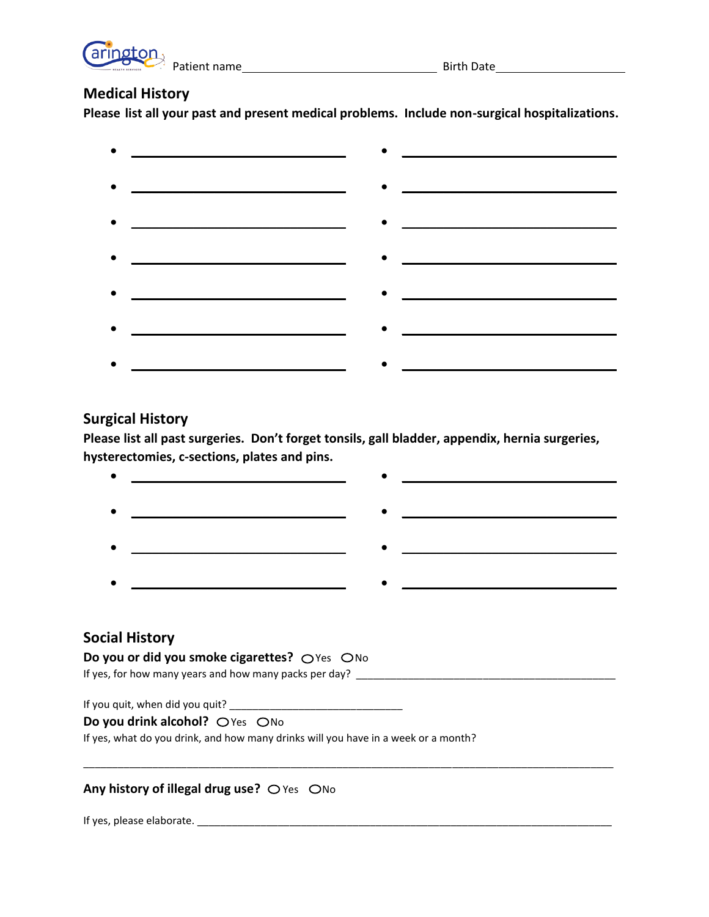Patient name______________________________ Birth Date____________________

## Medical History

**Please list all your past and present medical problems. Include non-surgical hospitalizations.**

- ____________________
- ____________________
- ____________________
- ____________________
- ____________________
- ____________________
- ____________________
- ____________________
- ____________________
- ____________________
- ____________________
- ____________________
- ____________________
- ____________________

## Surgical History

**Please list all past surgeries. Don't forget tonsils, gall bladder, appendix, hernia surgeries, hysterectomies, c-sections, plates and pins.**

- ____________________
- ____________________
- ____________________
- ____________________
- ____________________
- ____________________
- ____________________
- ____________________

## Social History

**Do you or did you smoke cigarettes?** ○ Yes ○ No

If yes, for how many years and how many packs per day? _____________________________________________

If you quit, when did you quit? ______________________________

**Do you drink alcohol?** ○ Yes ○ No

If yes, what do you drink, and how many drinks will you have in a week or a month?

_____________________________________________________________________________________________

**Any history of illegal drug use?** ○ Yes ○ No

If yes, please elaborate. _________________________________________________________________________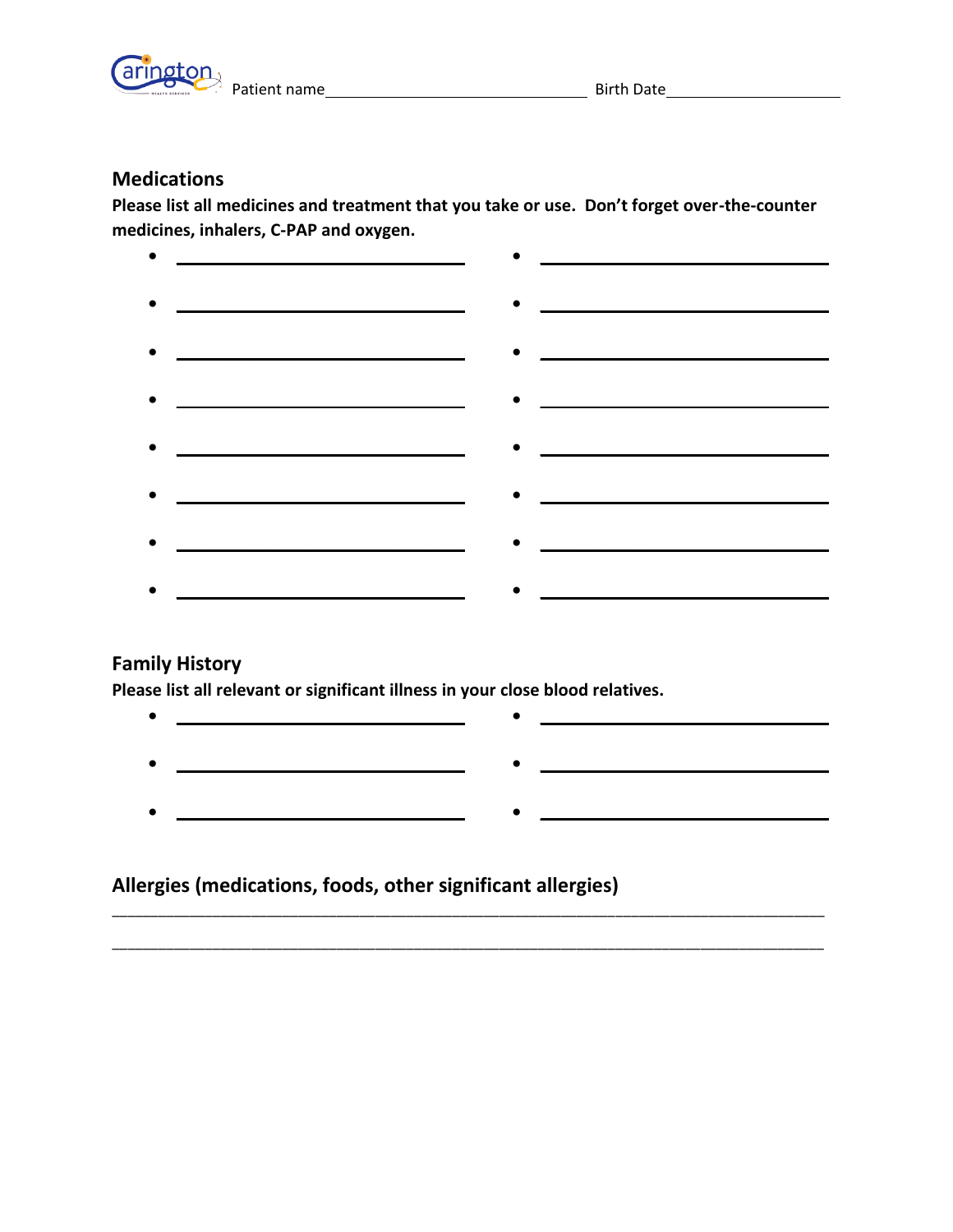Patient name_______________________________ Birth Date____________________

## Medications

**Please list all medicines and treatment that you take or use. Don't forget over-the-counter medicines, inhalers, C-PAP and oxygen.**

- ______________________________
- ______________________________
- ______________________________
- ______________________________
- ______________________________
- ______________________________
- ______________________________
- ______________________________
- ______________________________
- ______________________________
- ______________________________
- ______________________________
- ______________________________
- ______________________________
- ______________________________
- ______________________________

## Family History

**Please list all relevant or significant illness in your close blood relatives.**

- ______________________________
- ______________________________
- ______________________________
- ______________________________
- ______________________________
- ______________________________

## Allergies (medications, foods, other significant allergies)

_________________________________________________________________________________

_________________________________________________________________________________